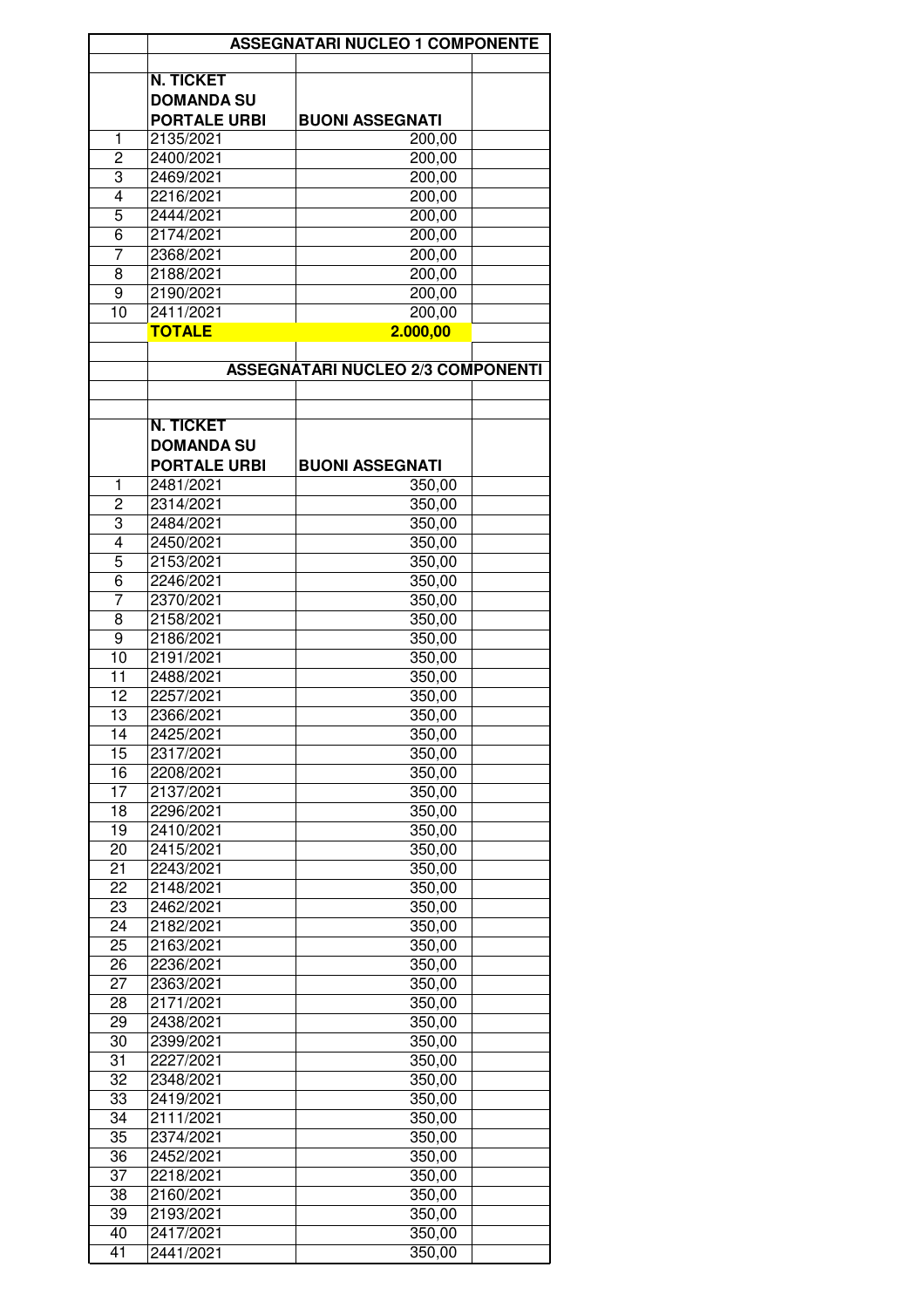## ASSEGNATARI NUCLEO 1 COMPONENTE

| | N. TICKET DOMANDA SU PORTALE URBI | BUONI ASSEGNATI | |
|---|---|---|---|
| 1 | 2135/2021 | 200,00 | |
| 2 | 2400/2021 | 200,00 | |
| 3 | 2469/2021 | 200,00 | |
| 4 | 2216/2021 | 200,00 | |
| 5 | 2444/2021 | 200,00 | |
| 6 | 2174/2021 | 200,00 | |
| 7 | 2368/2021 | 200,00 | |
| 8 | 2188/2021 | 200,00 | |
| 9 | 2190/2021 | 200,00 | |
| 10 | 2411/2021 | 200,00 | |
| | **TOTALE** | **2.000,00** | |

## ASSEGNATARI NUCLEO 2/3 COMPONENTI

| | N. TICKET DOMANDA SU PORTALE URBI | BUONI ASSEGNATI | |
|---|---|---|---|
| 1 | 2481/2021 | 350,00 | |
| 2 | 2314/2021 | 350,00 | |
| 3 | 2484/2021 | 350,00 | |
| 4 | 2450/2021 | 350,00 | |
| 5 | 2153/2021 | 350,00 | |
| 6 | 2246/2021 | 350,00 | |
| 7 | 2370/2021 | 350,00 | |
| 8 | 2158/2021 | 350,00 | |
| 9 | 2186/2021 | 350,00 | |
| 10 | 2191/2021 | 350,00 | |
| 11 | 2488/2021 | 350,00 | |
| 12 | 2257/2021 | 350,00 | |
| 13 | 2366/2021 | 350,00 | |
| 14 | 2425/2021 | 350,00 | |
| 15 | 2317/2021 | 350,00 | |
| 16 | 2208/2021 | 350,00 | |
| 17 | 2137/2021 | 350,00 | |
| 18 | 2296/2021 | 350,00 | |
| 19 | 2410/2021 | 350,00 | |
| 20 | 2415/2021 | 350,00 | |
| 21 | 2243/2021 | 350,00 | |
| 22 | 2148/2021 | 350,00 | |
| 23 | 2462/2021 | 350,00 | |
| 24 | 2182/2021 | 350,00 | |
| 25 | 2163/2021 | 350,00 | |
| 26 | 2236/2021 | 350,00 | |
| 27 | 2363/2021 | 350,00 | |
| 28 | 2171/2021 | 350,00 | |
| 29 | 2438/2021 | 350,00 | |
| 30 | 2399/2021 | 350,00 | |
| 31 | 2227/2021 | 350,00 | |
| 32 | 2348/2021 | 350,00 | |
| 33 | 2419/2021 | 350,00 | |
| 34 | 2111/2021 | 350,00 | |
| 35 | 2374/2021 | 350,00 | |
| 36 | 2452/2021 | 350,00 | |
| 37 | 2218/2021 | 350,00 | |
| 38 | 2160/2021 | 350,00 | |
| 39 | 2193/2021 | 350,00 | |
| 40 | 2417/2021 | 350,00 | |
| 41 | 2441/2021 | 350,00 | |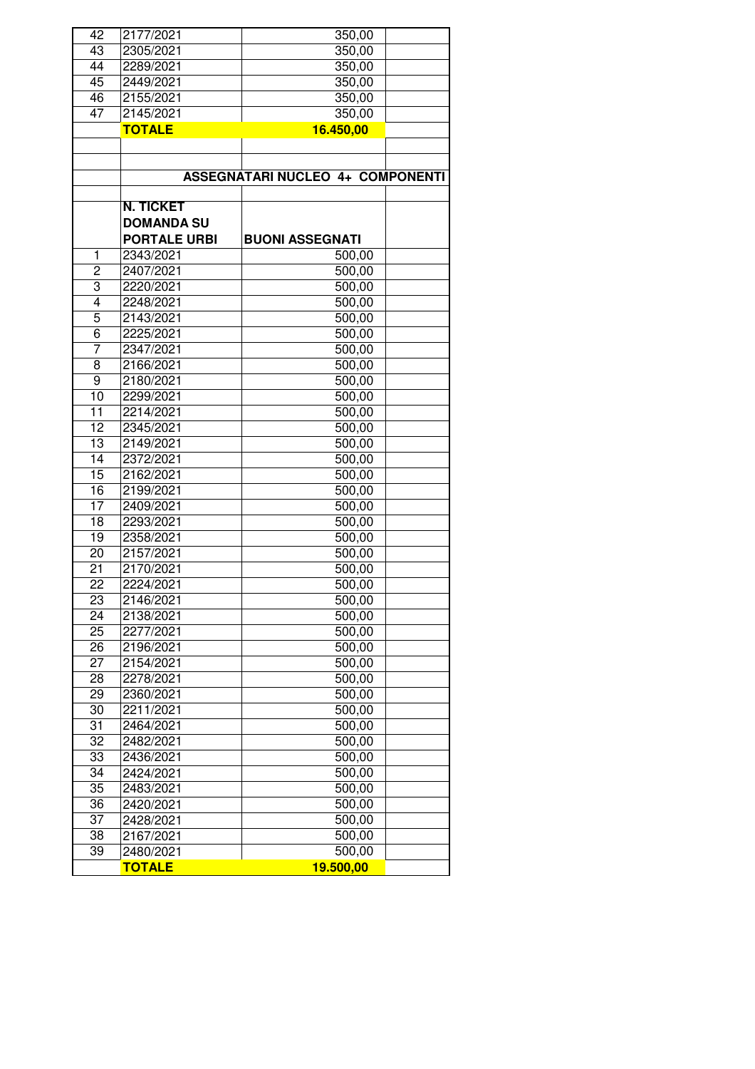| | | | |
|---|---|---|---|
| 42 | 2177/2021 | 350,00 | |
| 43 | 2305/2021 | 350,00 | |
| 44 | 2289/2021 | 350,00 | |
| 45 | 2449/2021 | 350,00 | |
| 46 | 2155/2021 | 350,00 | |
| 47 | 2145/2021 | 350,00 | |
| | **TOTALE** | **16.450,00** | |

**ASSEGNATARI NUCLEO 4+ COMPONENTI**

| | N. TICKET DOMANDA SU PORTALE URBI | BUONI ASSEGNATI | |
|---|---|---|---|
| 1 | 2343/2021 | 500,00 | |
| 2 | 2407/2021 | 500,00 | |
| 3 | 2220/2021 | 500,00 | |
| 4 | 2248/2021 | 500,00 | |
| 5 | 2143/2021 | 500,00 | |
| 6 | 2225/2021 | 500,00 | |
| 7 | 2347/2021 | 500,00 | |
| 8 | 2166/2021 | 500,00 | |
| 9 | 2180/2021 | 500,00 | |
| 10 | 2299/2021 | 500,00 | |
| 11 | 2214/2021 | 500,00 | |
| 12 | 2345/2021 | 500,00 | |
| 13 | 2149/2021 | 500,00 | |
| 14 | 2372/2021 | 500,00 | |
| 15 | 2162/2021 | 500,00 | |
| 16 | 2199/2021 | 500,00 | |
| 17 | 2409/2021 | 500,00 | |
| 18 | 2293/2021 | 500,00 | |
| 19 | 2358/2021 | 500,00 | |
| 20 | 2157/2021 | 500,00 | |
| 21 | 2170/2021 | 500,00 | |
| 22 | 2224/2021 | 500,00 | |
| 23 | 2146/2021 | 500,00 | |
| 24 | 2138/2021 | 500,00 | |
| 25 | 2277/2021 | 500,00 | |
| 26 | 2196/2021 | 500,00 | |
| 27 | 2154/2021 | 500,00 | |
| 28 | 2278/2021 | 500,00 | |
| 29 | 2360/2021 | 500,00 | |
| 30 | 2211/2021 | 500,00 | |
| 31 | 2464/2021 | 500,00 | |
| 32 | 2482/2021 | 500,00 | |
| 33 | 2436/2021 | 500,00 | |
| 34 | 2424/2021 | 500,00 | |
| 35 | 2483/2021 | 500,00 | |
| 36 | 2420/2021 | 500,00 | |
| 37 | 2428/2021 | 500,00 | |
| 38 | 2167/2021 | 500,00 | |
| 39 | 2480/2021 | 500,00 | |
| | **TOTALE** | **19.500,00** | |